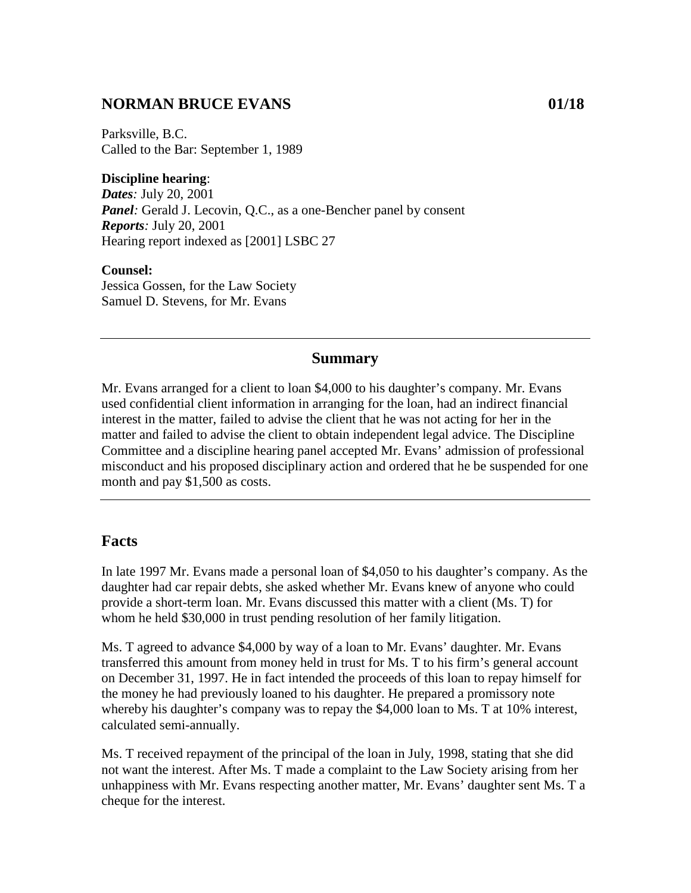## NORMAN BRUCE EVANS 01/18

Parksville, B.C.
Called to the Bar: September 1, 1989

**Discipline hearing**:
***Dates**:* July 20, 2001
***Panel**:* Gerald J. Lecovin, Q.C., as a one-Bencher panel by consent
***Reports**:* July 20, 2001
Hearing report indexed as [2001] LSBC 27

**Counsel:**
Jessica Gossen, for the Law Society
Samuel D. Stevens, for Mr. Evans

---

### Summary

Mr. Evans arranged for a client to loan $4,000 to his daughter's company. Mr. Evans used confidential client information in arranging for the loan, had an indirect financial interest in the matter, failed to advise the client that he was not acting for her in the matter and failed to advise the client to obtain independent legal advice. The Discipline Committee and a discipline hearing panel accepted Mr. Evans' admission of professional misconduct and his proposed disciplinary action and ordered that he be suspended for one month and pay $1,500 as costs.

---

## Facts

In late 1997 Mr. Evans made a personal loan of $4,050 to his daughter's company. As the daughter had car repair debts, she asked whether Mr. Evans knew of anyone who could provide a short-term loan. Mr. Evans discussed this matter with a client (Ms. T) for whom he held $30,000 in trust pending resolution of her family litigation.

Ms. T agreed to advance $4,000 by way of a loan to Mr. Evans' daughter. Mr. Evans transferred this amount from money held in trust for Ms. T to his firm's general account on December 31, 1997. He in fact intended the proceeds of this loan to repay himself for the money he had previously loaned to his daughter. He prepared a promissory note whereby his daughter's company was to repay the $4,000 loan to Ms. T at 10% interest, calculated semi-annually.

Ms. T received repayment of the principal of the loan in July, 1998, stating that she did not want the interest. After Ms. T made a complaint to the Law Society arising from her unhappiness with Mr. Evans respecting another matter, Mr. Evans' daughter sent Ms. T a cheque for the interest.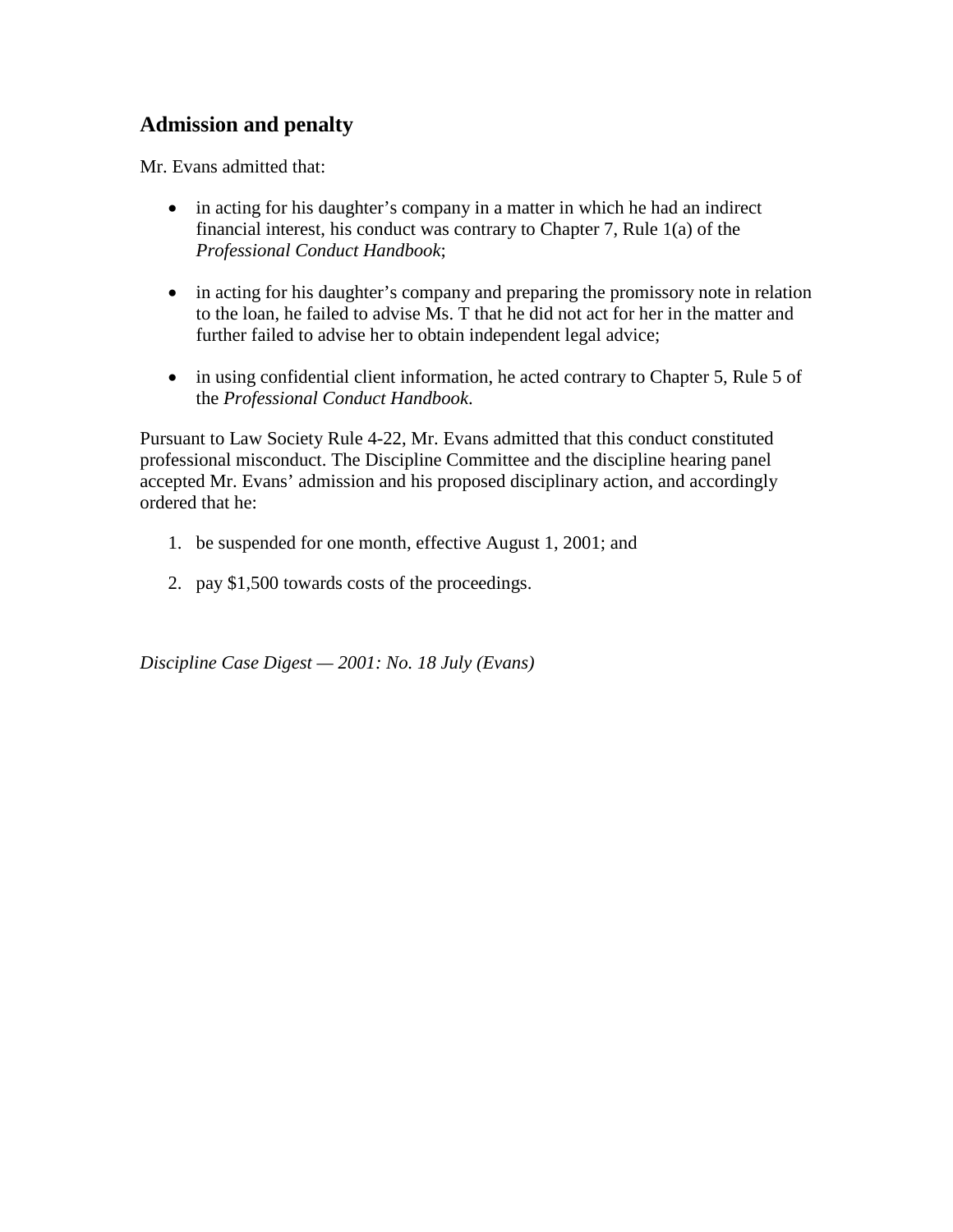## Admission and penalty

Mr. Evans admitted that:

- in acting for his daughter's company in a matter in which he had an indirect financial interest, his conduct was contrary to Chapter 7, Rule 1(a) of the *Professional Conduct Handbook*;
- in acting for his daughter's company and preparing the promissory note in relation to the loan, he failed to advise Ms. T that he did not act for her in the matter and further failed to advise her to obtain independent legal advice;
- in using confidential client information, he acted contrary to Chapter 5, Rule 5 of the *Professional Conduct Handbook*.

Pursuant to Law Society Rule 4-22, Mr. Evans admitted that this conduct constituted professional misconduct. The Discipline Committee and the discipline hearing panel accepted Mr. Evans' admission and his proposed disciplinary action, and accordingly ordered that he:

1. be suspended for one month, effective August 1, 2001; and
2. pay $1,500 towards costs of the proceedings.

*Discipline Case Digest — 2001: No. 18 July (Evans)*